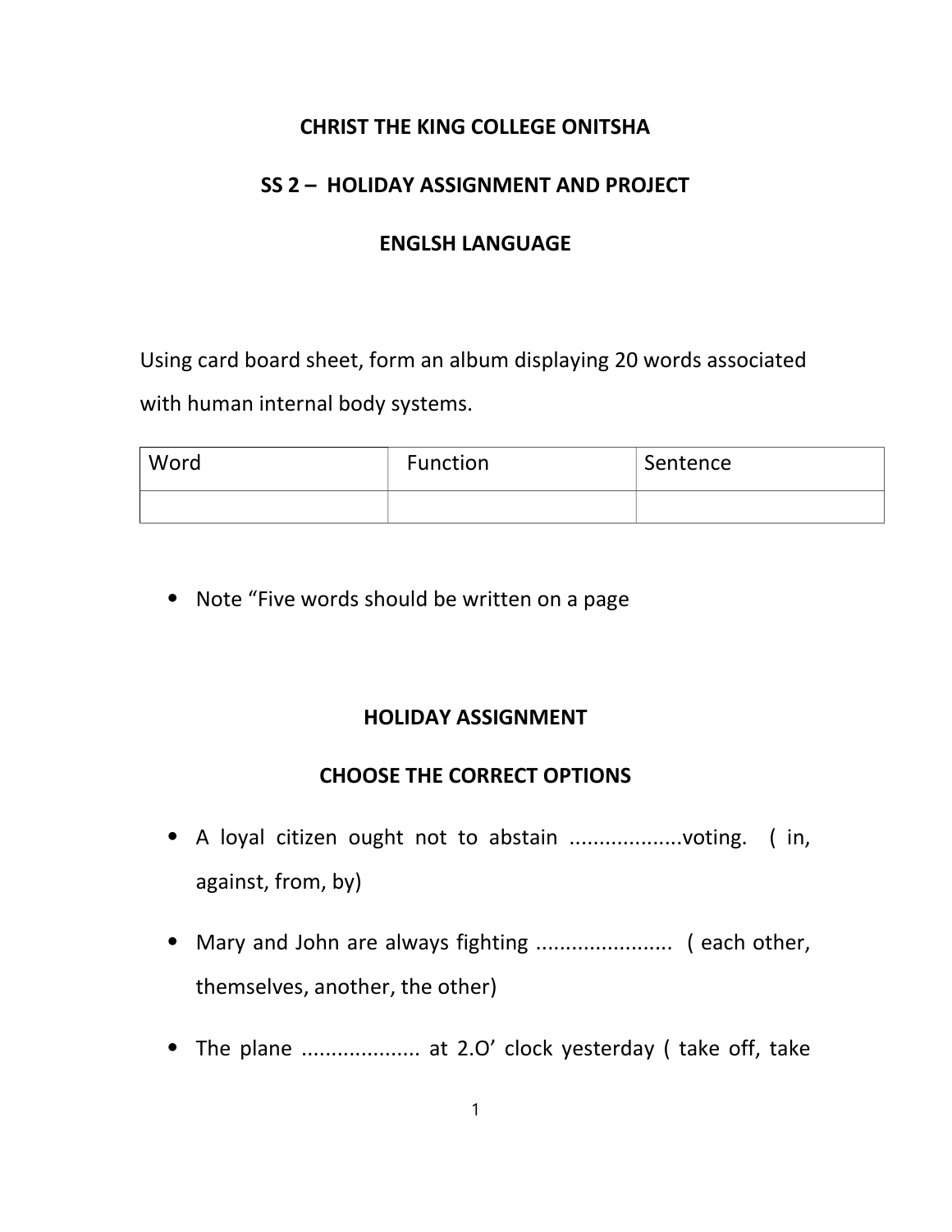# CHRIST THE KING COLLEGE ONITSHA

## SS 2 – HOLIDAY ASSIGNMENT AND PROJECT

## ENGLSH LANGUAGE

Using card board sheet, form an album displaying 20 words associated with human internal body systems.

| Word | Function | Sentence |
|---|---|---|
| | | |

- Note "Five words should be written on a page

## HOLIDAY ASSIGNMENT

## CHOOSE THE CORRECT OPTIONS

- A loyal citizen ought not to abstain ...................voting. ( in, against, from, by)
- Mary and John are always fighting ...................... ( each other, themselves, another, the other)
- The plane .................... at 2.O' clock yesterday ( take off, take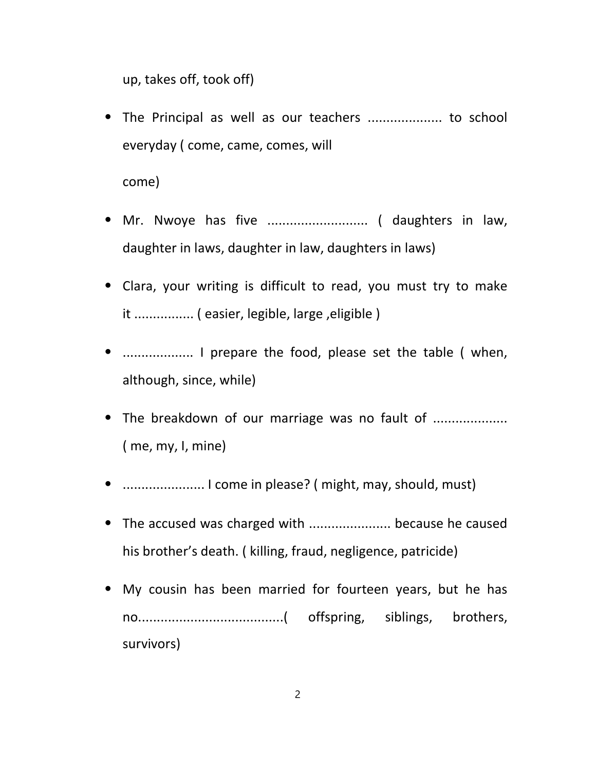up, takes off, took off)

- The Principal as well as our teachers .................... to school everyday ( come, came, comes, will come)
- Mr. Nwoye has five ........................... ( daughters in law, daughter in laws, daughter in law, daughters in laws)
- Clara, your writing is difficult to read, you must try to make it ................ ( easier, legible, large ,eligible )
- .................. I prepare the food, please set the table ( when, although, since, while)
- The breakdown of our marriage was no fault of ................... ( me, my, I, mine)
- ..................... I come in please? ( might, may, should, must)
- The accused was charged with ...................... because he caused his brother's death. ( killing, fraud, negligence, patricide)
- My cousin has been married for fourteen years, but he has no.......................................( offspring, siblings, brothers, survivors)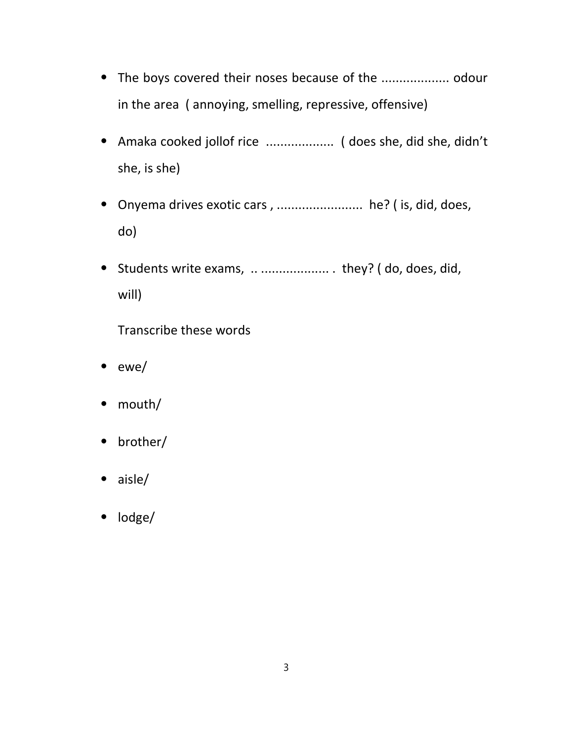- The boys covered their noses because of the .................. odour in the area ( annoying, smelling, repressive, offensive)
- Amaka cooked jollof rice .................. ( does she, did she, didn't she, is she)
- Onyema drives exotic cars , ........................ he? ( is, did, does, do)
- Students write exams, .. .................. . they? ( do, does, did, will)

  Transcribe these words

- ewe/
- mouth/
- brother/
- aisle/
- lodge/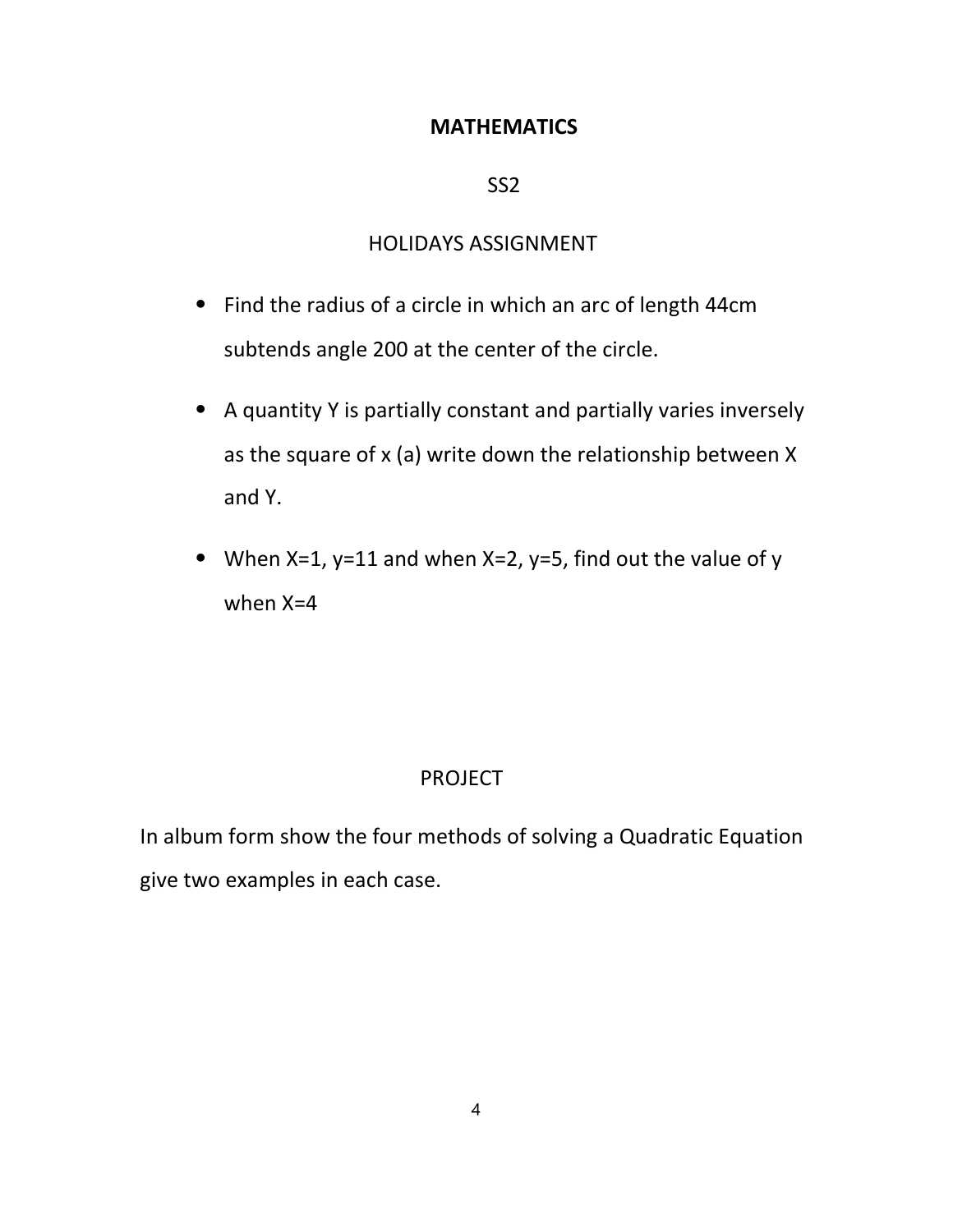# MATHEMATICS

SS2

HOLIDAYS ASSIGNMENT

- Find the radius of a circle in which an arc of length 44cm subtends angle 200 at the center of the circle.
- A quantity Y is partially constant and partially varies inversely as the square of x (a) write down the relationship between X and Y.
- When X=1, y=11 and when X=2, y=5, find out the value of y when X=4

PROJECT

In album form show the four methods of solving a Quadratic Equation give two examples in each case.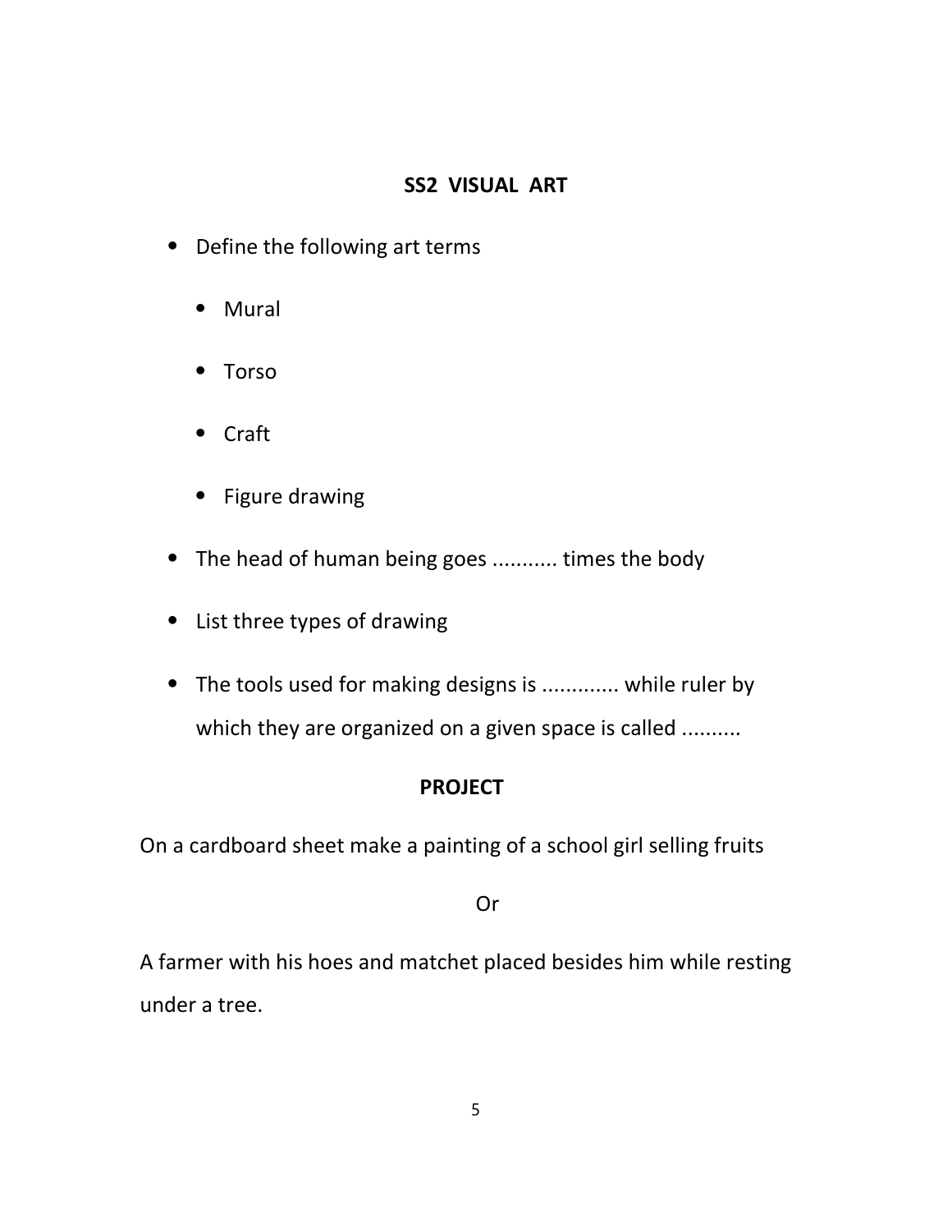## SS2 VISUAL ART

- Define the following art terms
  - Mural
  - Torso
  - Craft
  - Figure drawing
- The head of human being goes ........... times the body
- List three types of drawing
- The tools used for making designs is ............. while ruler by which they are organized on a given space is called ..........

### PROJECT

On a cardboard sheet make a painting of a school girl selling fruits

Or

A farmer with his hoes and matchet placed besides him while resting under a tree.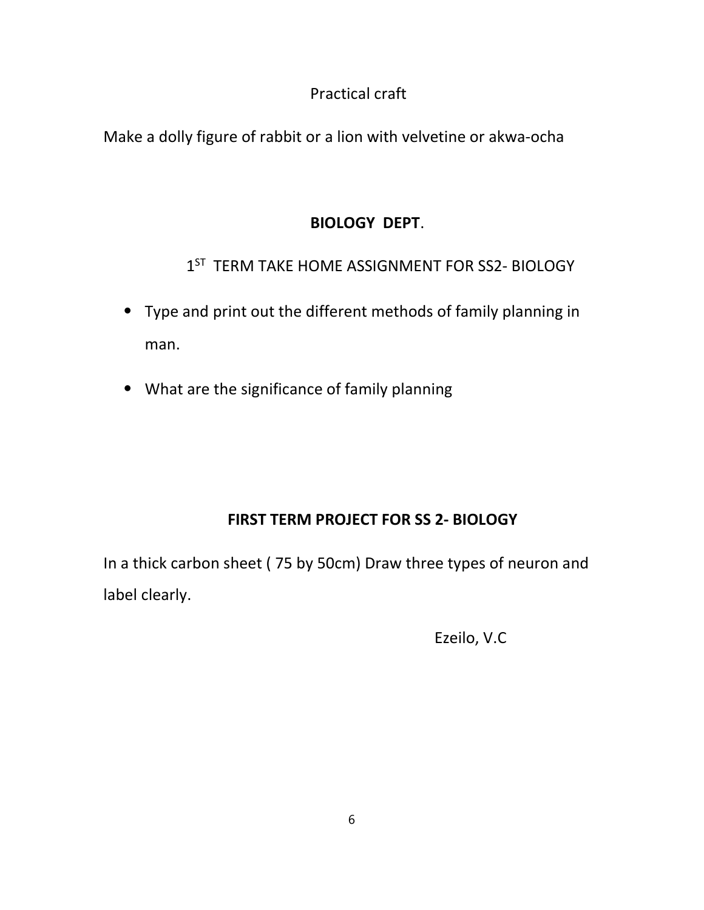Practical craft

Make a dolly figure of rabbit or a lion with velvetine or akwa-ocha

## BIOLOGY DEPT.

1ST TERM TAKE HOME ASSIGNMENT FOR SS2- BIOLOGY

- Type and print out the different methods of family planning in man.
- What are the significance of family planning

## FIRST TERM PROJECT FOR SS 2- BIOLOGY

In a thick carbon sheet ( 75 by 50cm) Draw three types of neuron and label clearly.

Ezeilo, V.C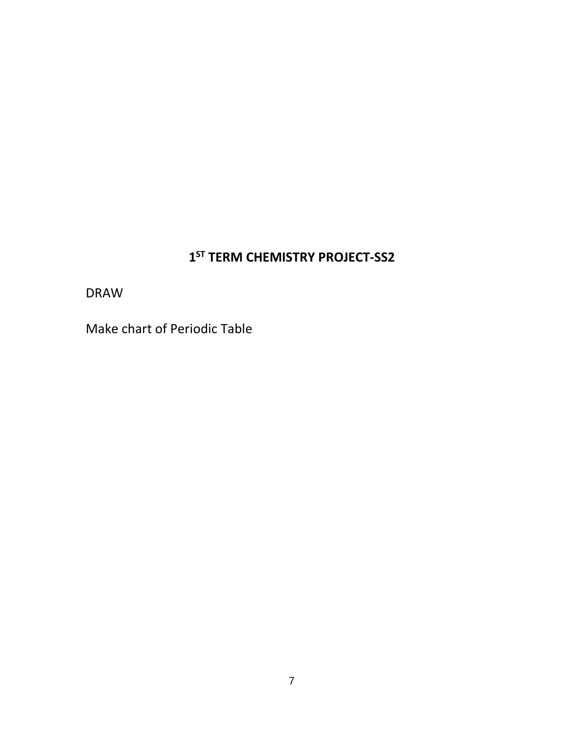## 1ST TERM CHEMISTRY PROJECT-SS2

DRAW

Make chart of Periodic Table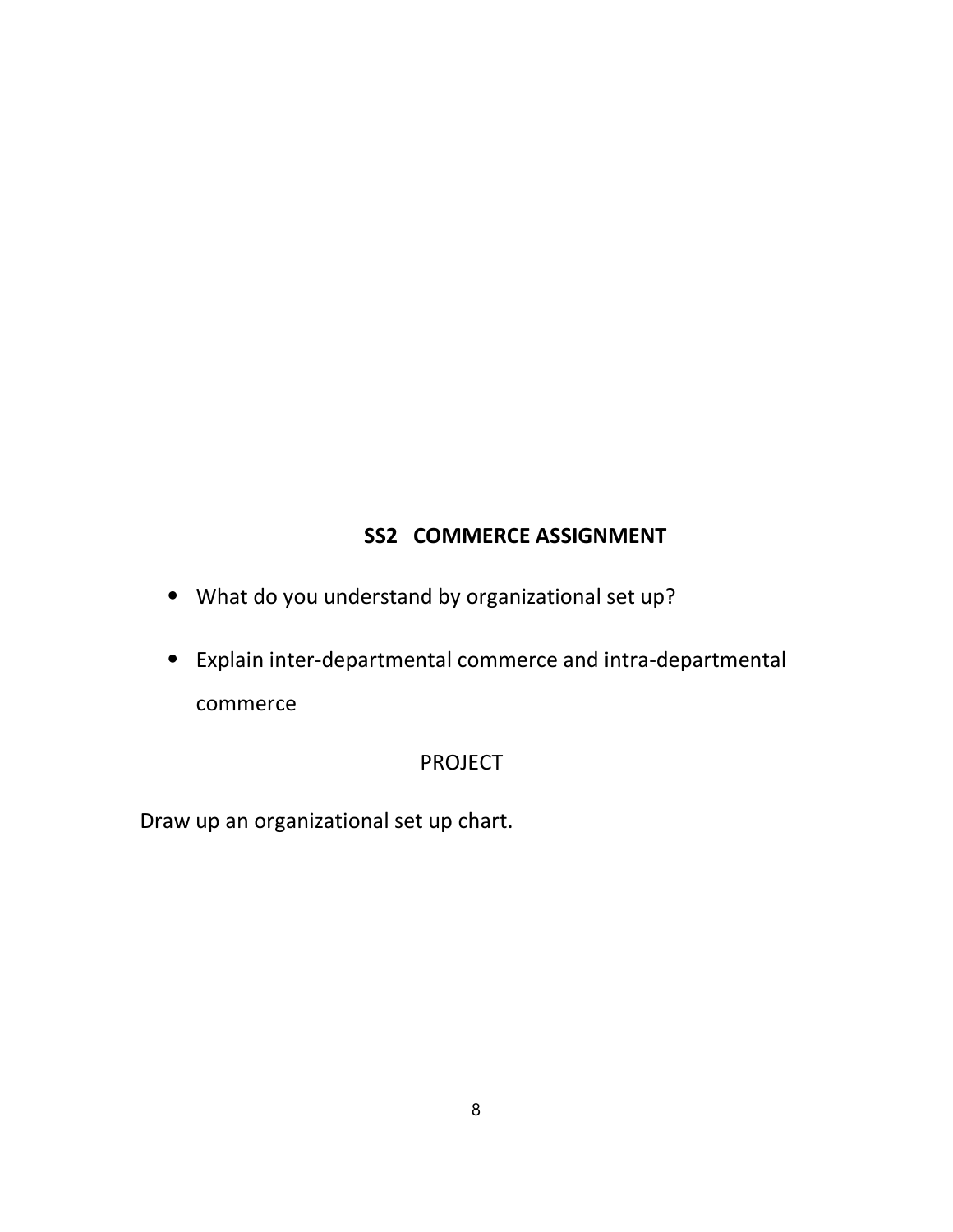## SS2 COMMERCE ASSIGNMENT

- What do you understand by organizational set up?
- Explain inter-departmental commerce and intra-departmental commerce

### PROJECT

Draw up an organizational set up chart.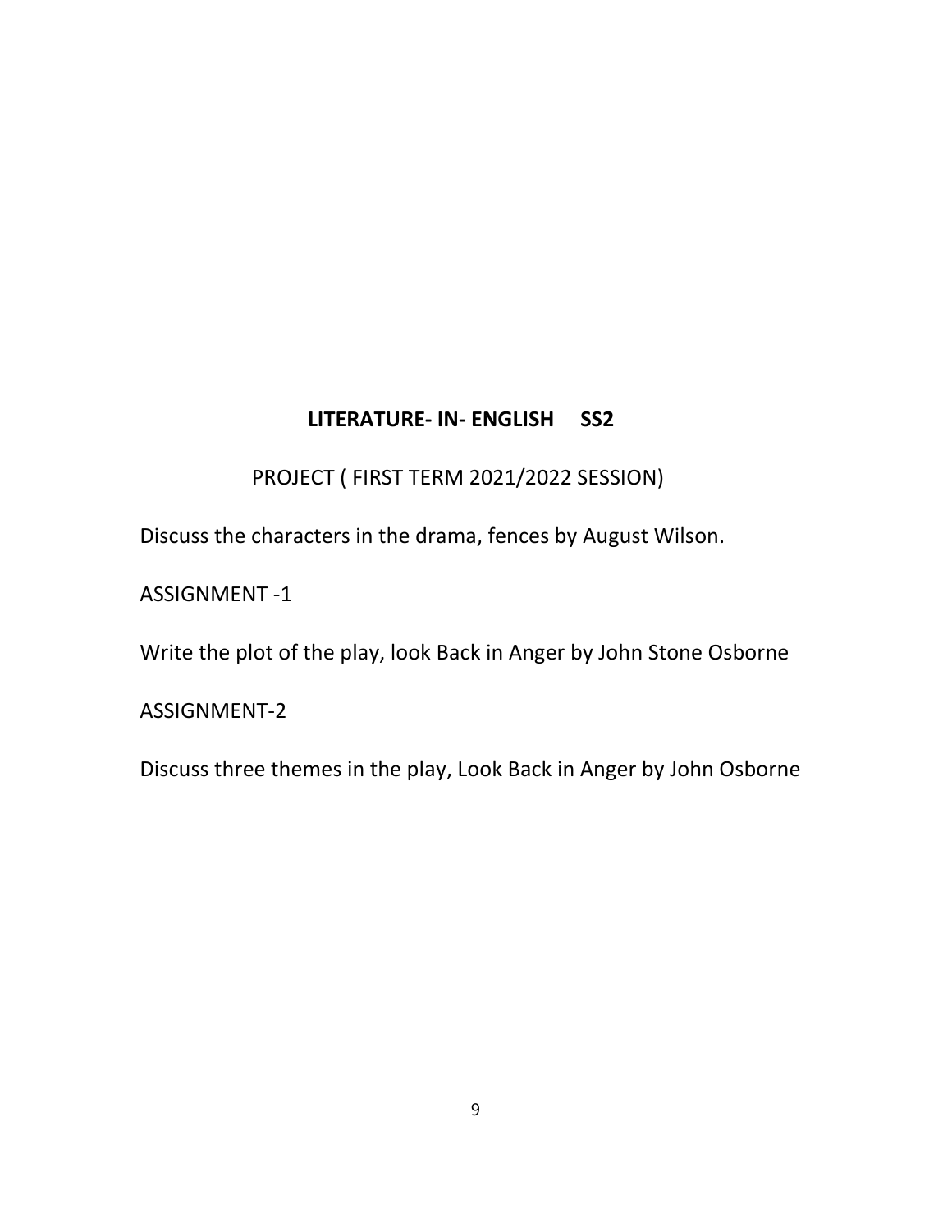## **LITERATURE- IN- ENGLISH SS2**

PROJECT ( FIRST TERM 2021/2022 SESSION)

Discuss the characters in the drama, fences by August Wilson.

ASSIGNMENT -1

Write the plot of the play, look Back in Anger by John Stone Osborne

ASSIGNMENT-2

Discuss three themes in the play, Look Back in Anger by John Osborne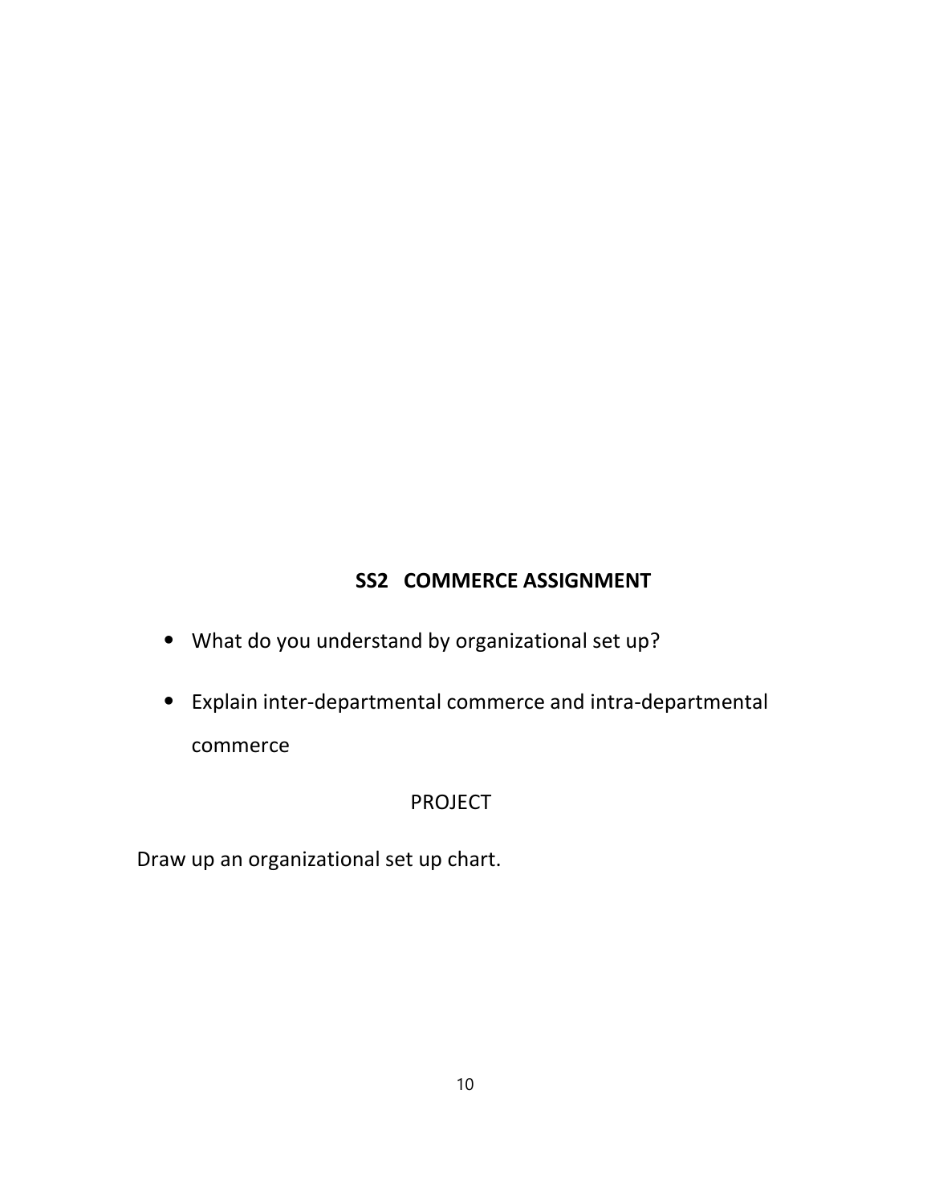## SS2 COMMERCE ASSIGNMENT

- What do you understand by organizational set up?
- Explain inter-departmental commerce and intra-departmental commerce

PROJECT

Draw up an organizational set up chart.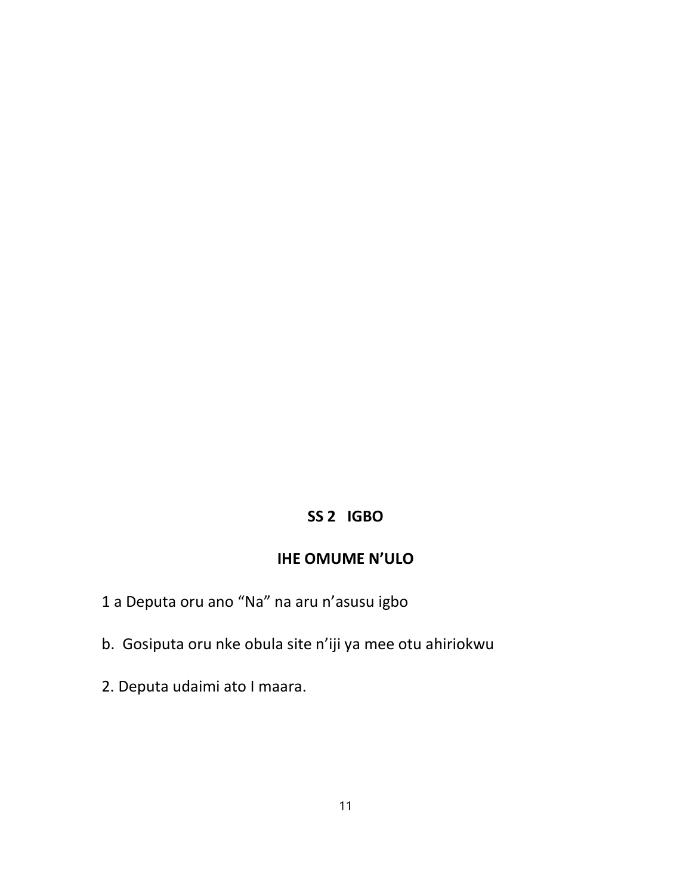## SS 2 IGBO

## IHE OMUME N'ULO

1 a Deputa oru ano "Na" na aru n'asusu igbo

b. Gosiputa oru nke obula site n'iji ya mee otu ahiriokwu

2. Deputa udaimi ato I maara.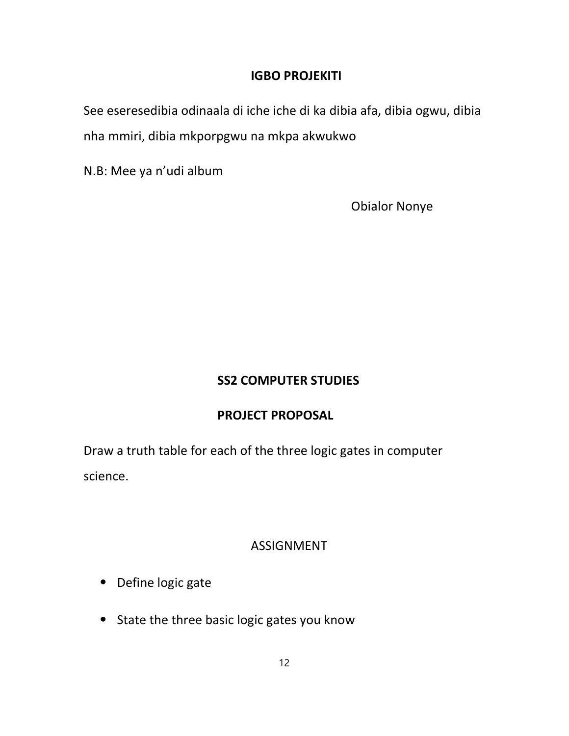## IGBO PROJEKITI

See eseresedibia odinaala di iche iche di ka dibia afa, dibia ogwu, dibia nha mmiri, dibia mkporpgwu na mkpa akwukwo

N.B: Mee ya n'udi album

Obialor Nonye

## SS2 COMPUTER STUDIES

## PROJECT PROPOSAL

Draw a truth table for each of the three logic gates in computer science.

ASSIGNMENT

- Define logic gate
- State the three basic logic gates you know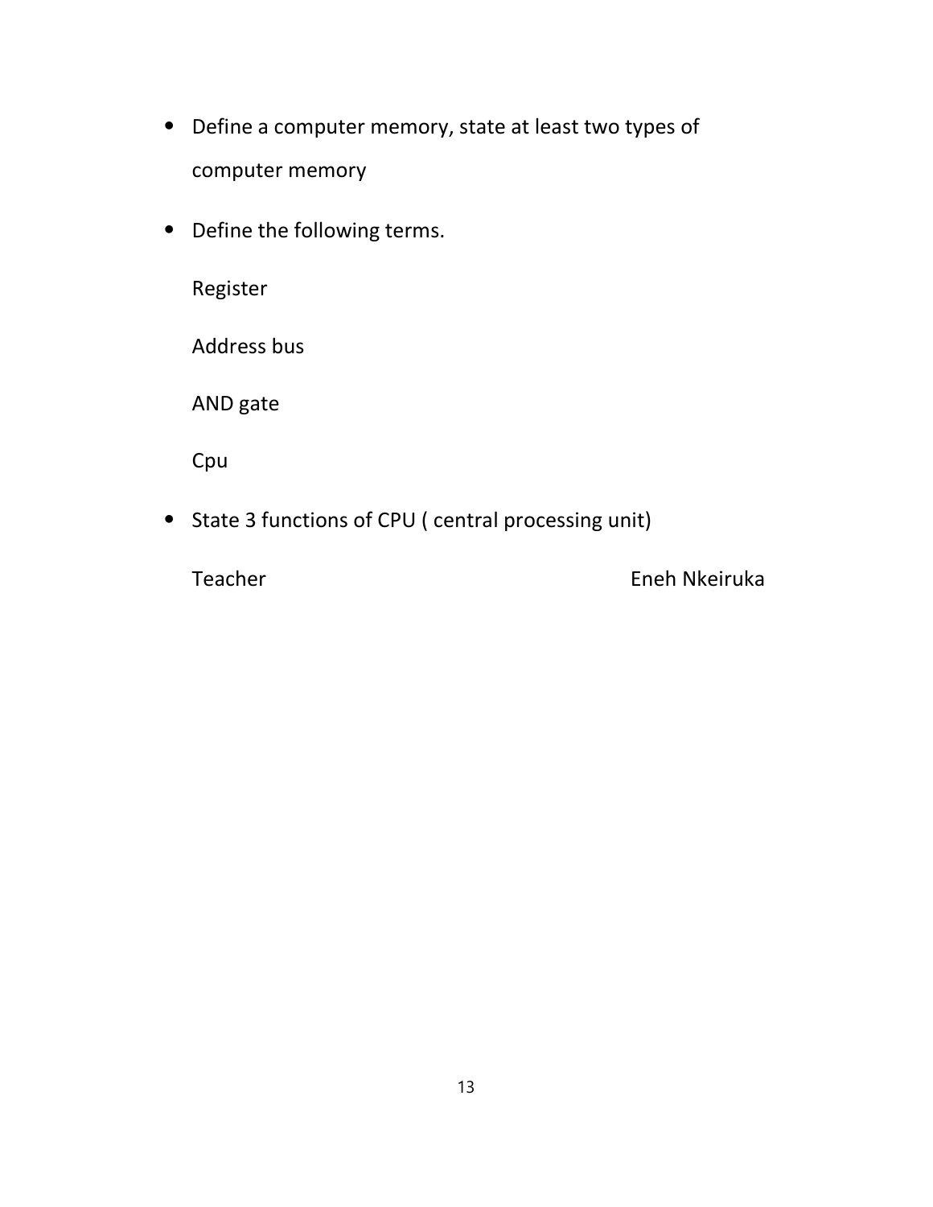- Define a computer memory, state at least two types of computer memory
- Define the following terms.

  Register

  Address bus

  AND gate

  Cpu
- State 3 functions of CPU ( central processing unit)

  Teacher Eneh Nkeiruka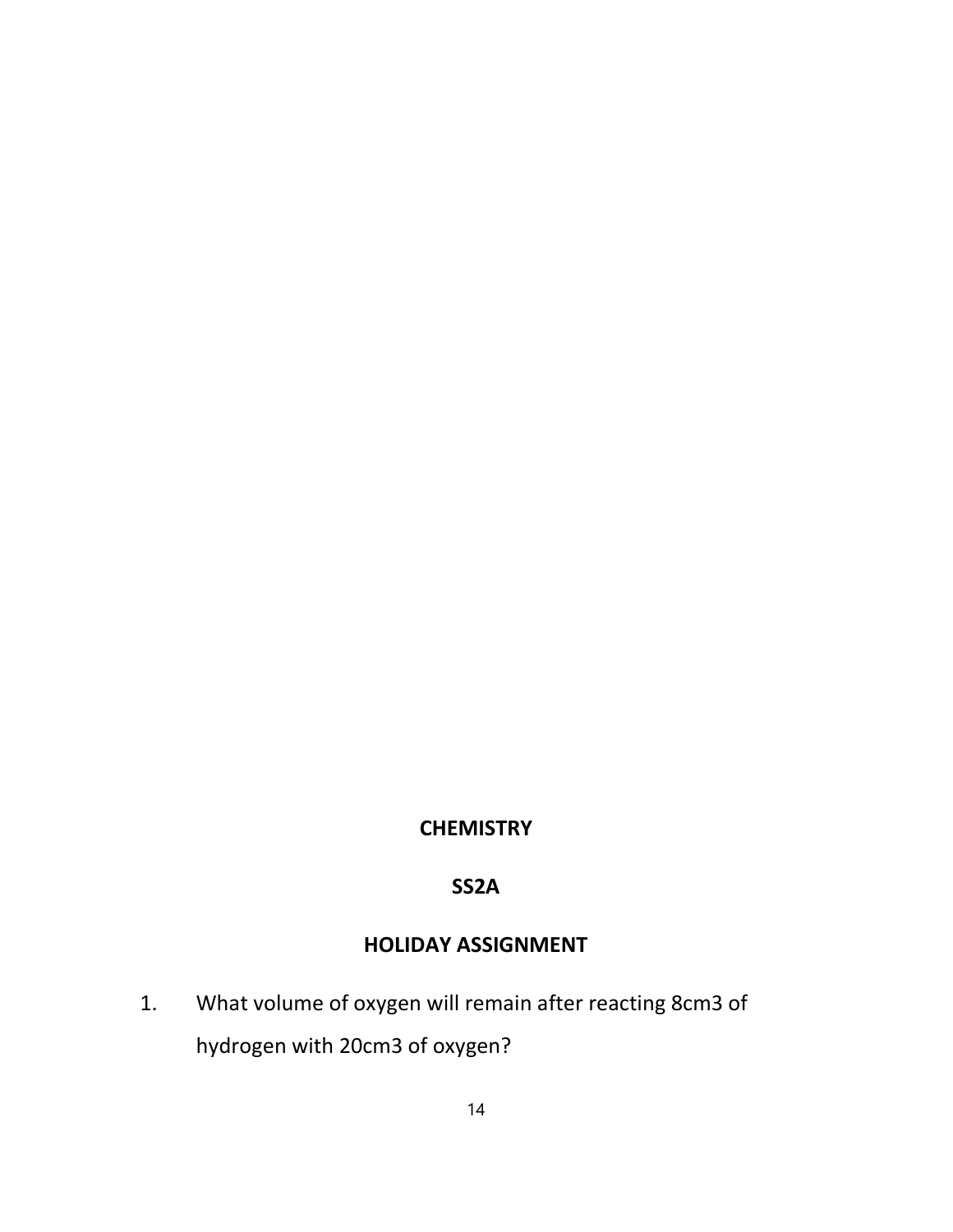**CHEMISTRY**

**SS2A**

**HOLIDAY ASSIGNMENT**

1. What volume of oxygen will remain after reacting 8cm3 of hydrogen with 20cm3 of oxygen?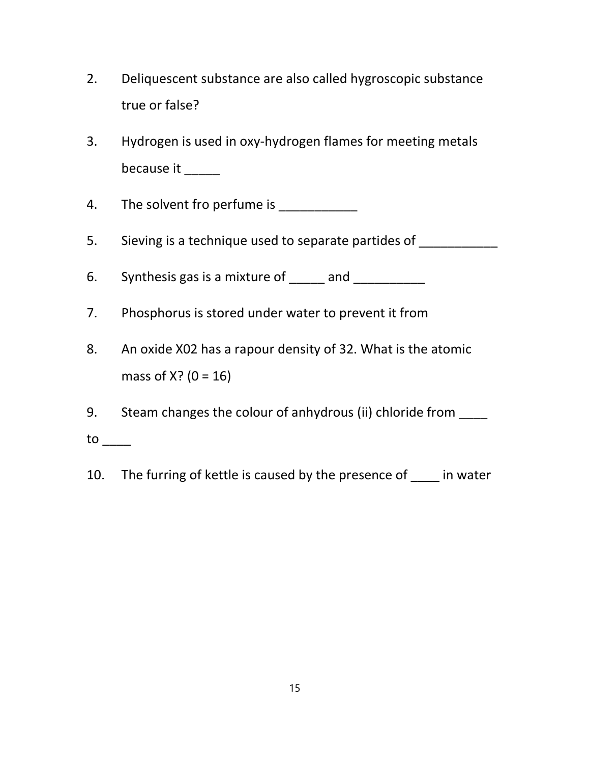2. Deliquescent substance are also called hygroscopic substance true or false?

3. Hydrogen is used in oxy-hydrogen flames for meeting metals because it _____

4. The solvent fro perfume is ___________

5. Sieving is a technique used to separate partides of ___________

6. Synthesis gas is a mixture of _____ and __________

7. Phosphorus is stored under water to prevent it from

8. An oxide X02 has a rapour density of 32. What is the atomic mass of X? (0 = 16)

9. Steam changes the colour of anhydrous (ii) chloride from ____ to ____

10. The furring of kettle is caused by the presence of ____ in water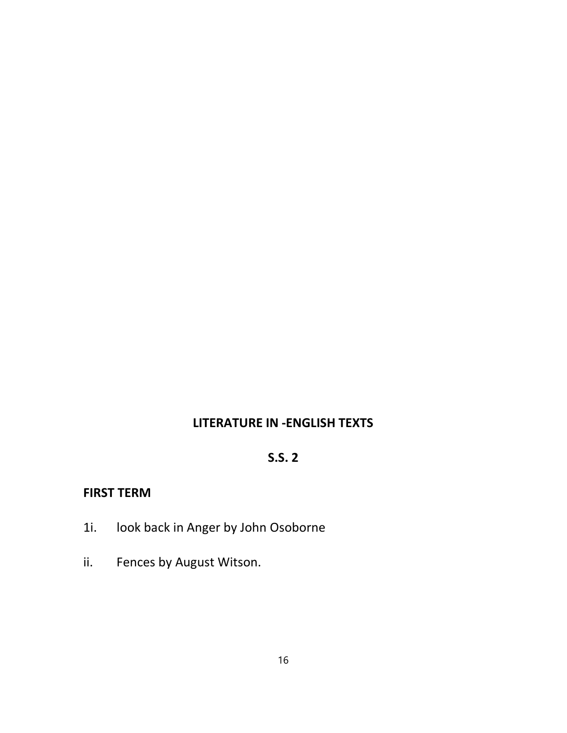## LITERATURE IN -ENGLISH TEXTS

## S.S. 2

### FIRST TERM

1i. look back in Anger by John Osoborne

ii. Fences by August Witson.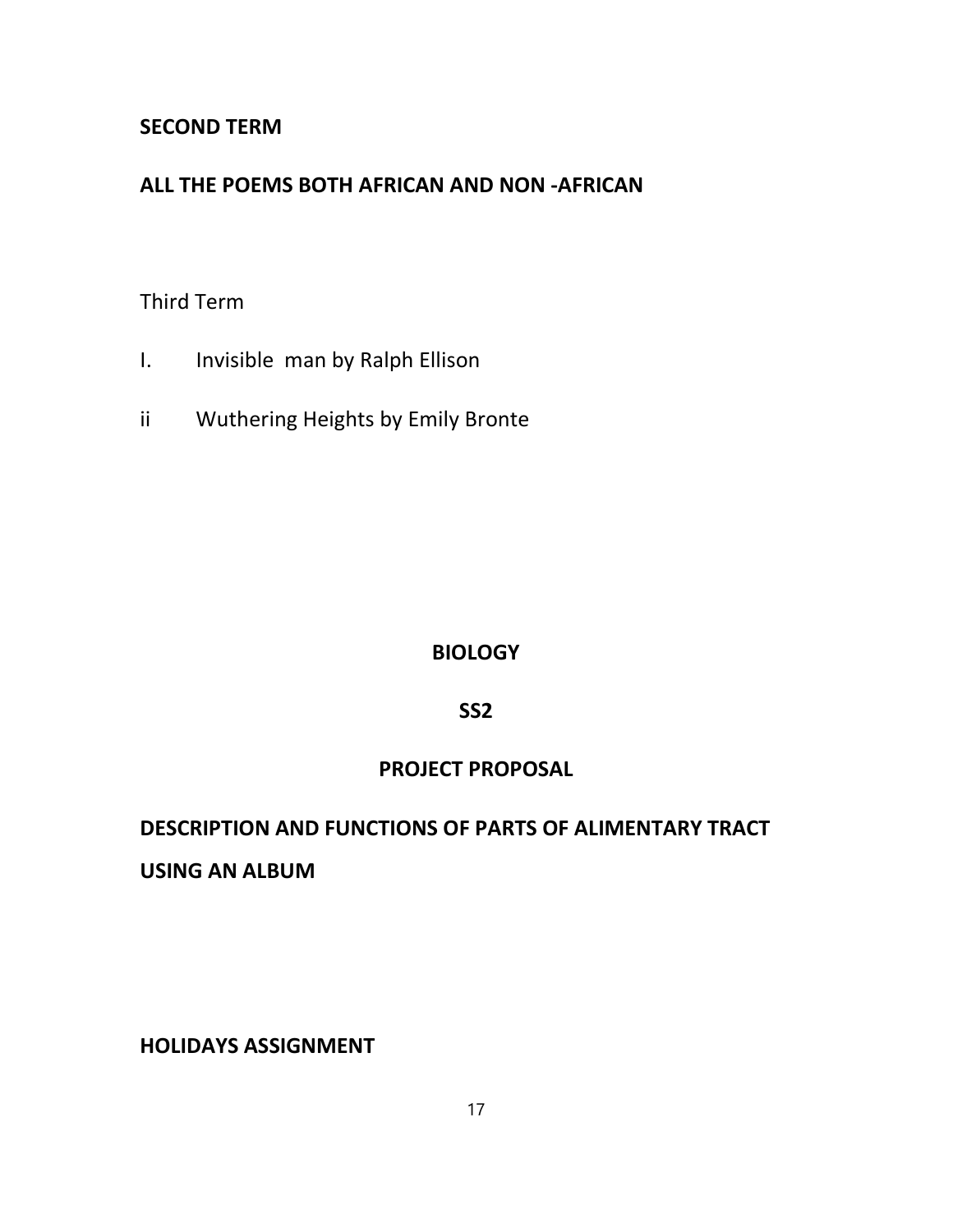**SECOND TERM**

**ALL THE POEMS BOTH AFRICAN AND NON -AFRICAN**

Third Term

I. Invisible man by Ralph Ellison

ii Wuthering Heights by Emily Bronte

## BIOLOGY

## SS2

## PROJECT PROPOSAL

**DESCRIPTION AND FUNCTIONS OF PARTS OF ALIMENTARY TRACT USING AN ALBUM**

**HOLIDAYS ASSIGNMENT**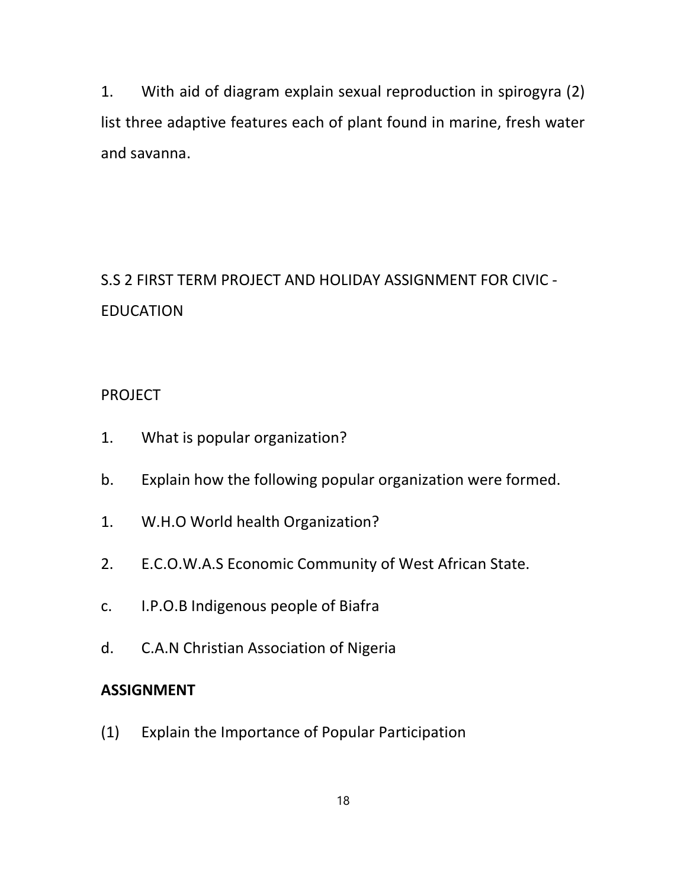1. With aid of diagram explain sexual reproduction in spirogyra (2) list three adaptive features each of plant found in marine, fresh water and savanna.

S.S 2 FIRST TERM PROJECT AND HOLIDAY ASSIGNMENT FOR CIVIC - EDUCATION

PROJECT

1. What is popular organization?

b. Explain how the following popular organization were formed.

1. W.H.O World health Organization?

2. E.C.O.W.A.S Economic Community of West African State.

c. I.P.O.B Indigenous people of Biafra

d. C.A.N Christian Association of Nigeria

**ASSIGNMENT**

(1) Explain the Importance of Popular Participation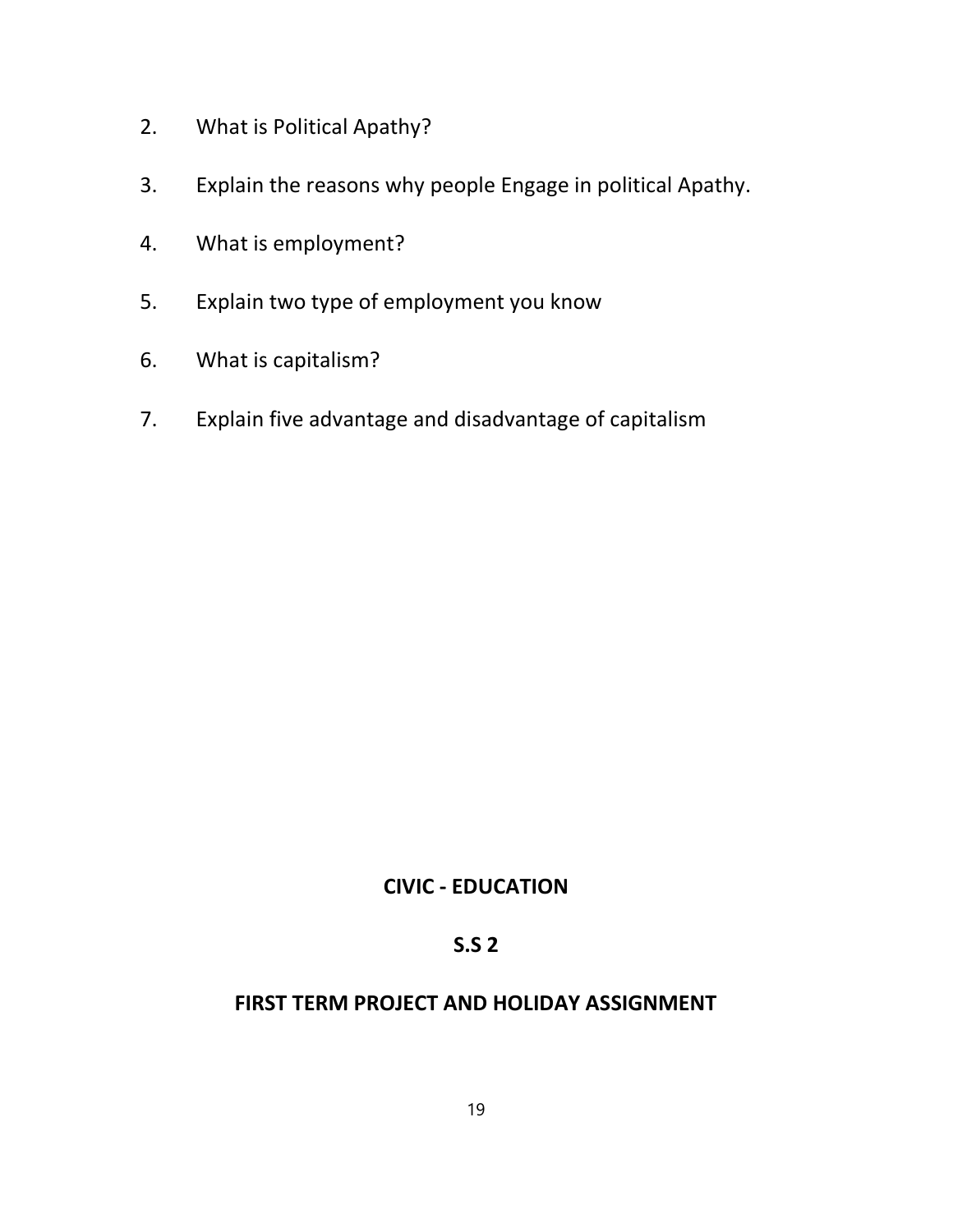2. What is Political Apathy?

3. Explain the reasons why people Engage in political Apathy.

4. What is employment?

5. Explain two type of employment you know

6. What is capitalism?

7. Explain five advantage and disadvantage of capitalism

**CIVIC - EDUCATION**

**S.S 2**

**FIRST TERM PROJECT AND HOLIDAY ASSIGNMENT**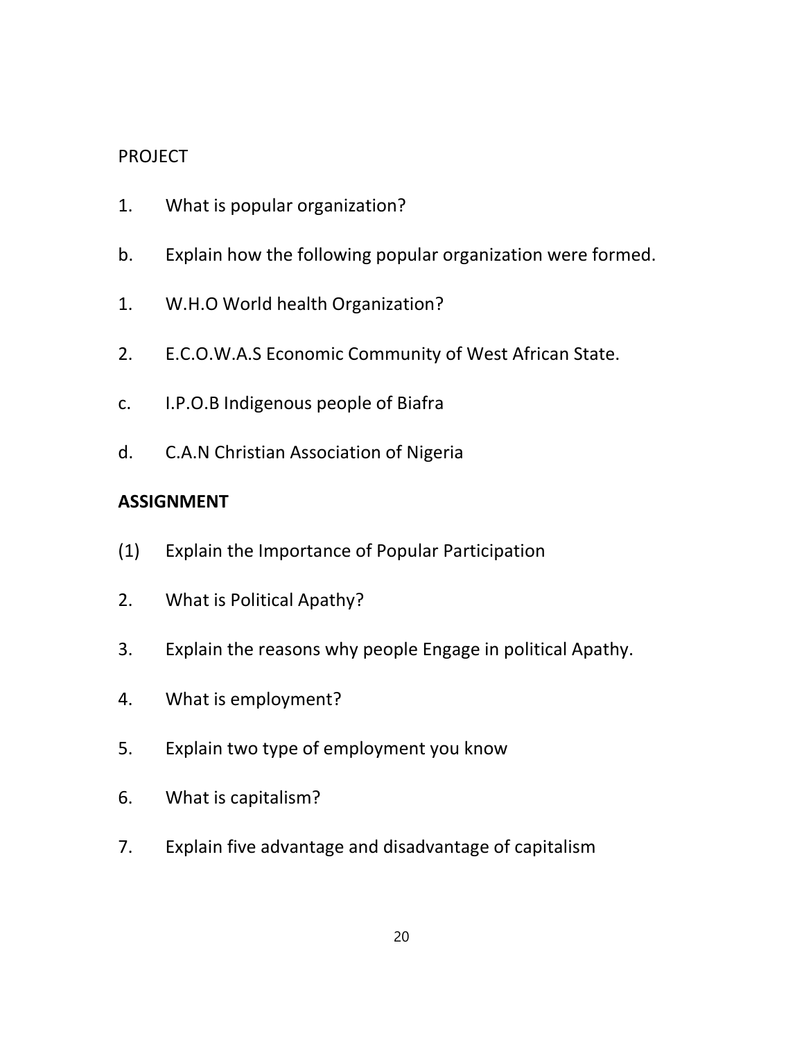PROJECT

1. What is popular organization?

b. Explain how the following popular organization were formed.

1. W.H.O World health Organization?

2. E.C.O.W.A.S Economic Community of West African State.

c. I.P.O.B Indigenous people of Biafra

d. C.A.N Christian Association of Nigeria

**ASSIGNMENT**

(1) Explain the Importance of Popular Participation

2. What is Political Apathy?

3. Explain the reasons why people Engage in political Apathy.

4. What is employment?

5. Explain two type of employment you know

6. What is capitalism?

7. Explain five advantage and disadvantage of capitalism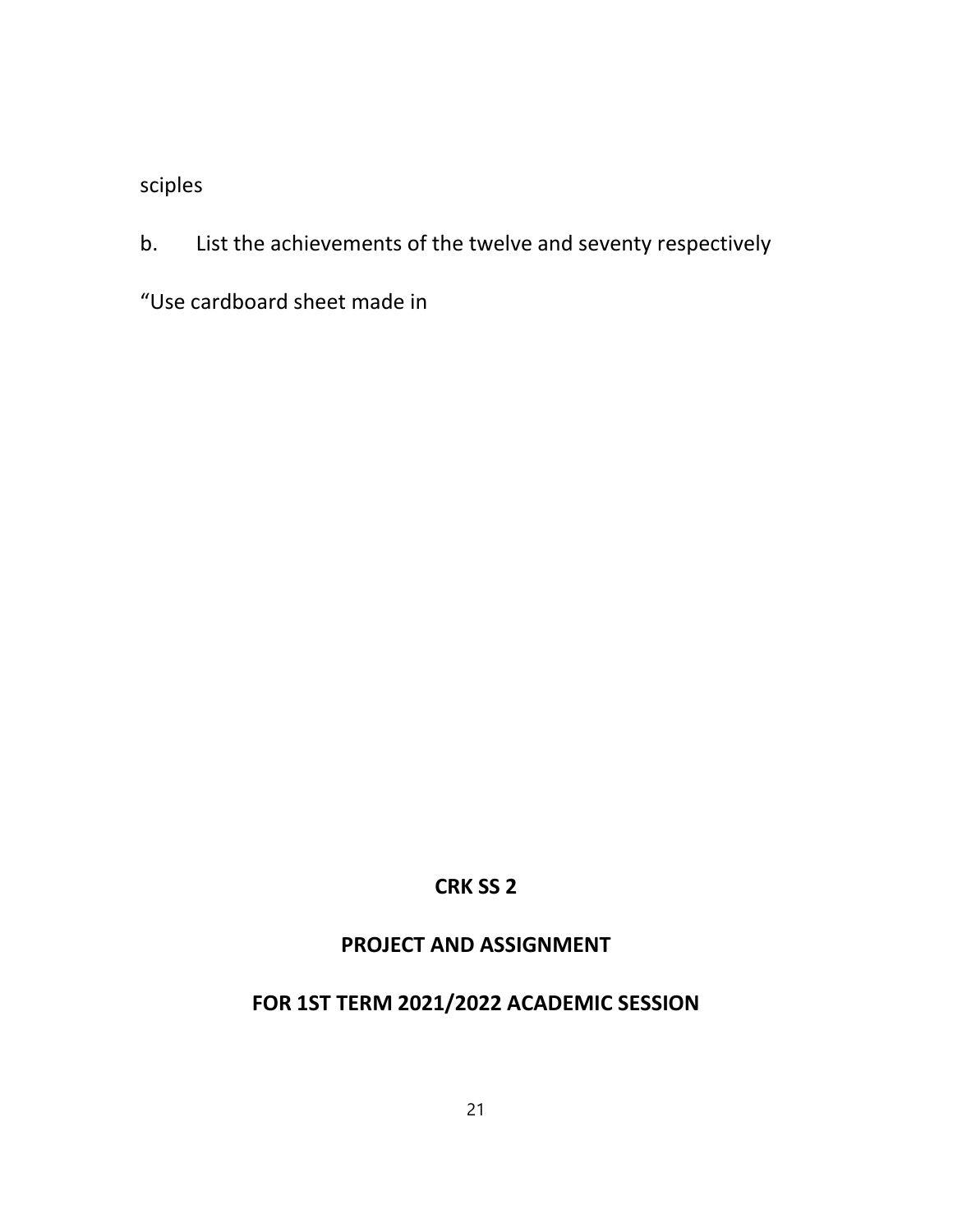sciples

b. List the achievements of the twelve and seventy respectively

“Use cardboard sheet made in

**CRK SS 2**

**PROJECT AND ASSIGNMENT**

**FOR 1ST TERM 2021/2022 ACADEMIC SESSION**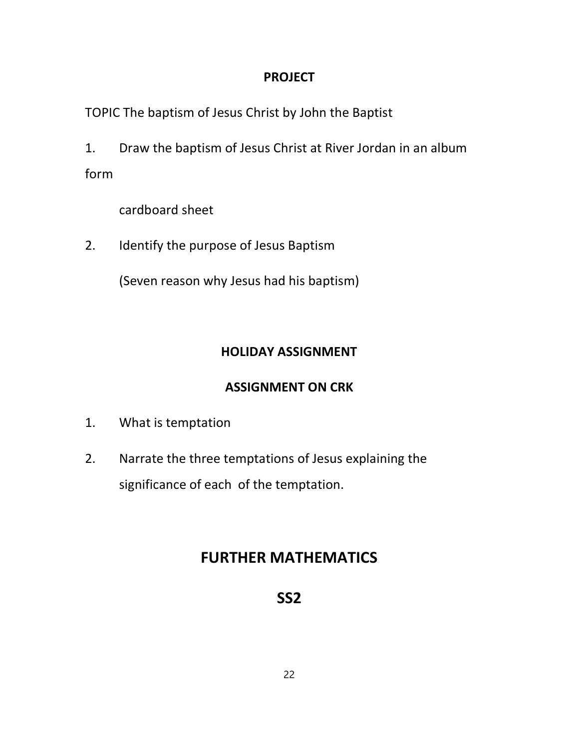**PROJECT**

TOPIC The baptism of Jesus Christ by John the Baptist

1. Draw the baptism of Jesus Christ at River Jordan in an album form

   cardboard sheet

2. Identify the purpose of Jesus Baptism

   (Seven reason why Jesus had his baptism)

**HOLIDAY ASSIGNMENT**

**ASSIGNMENT ON CRK**

1. What is temptation
2. Narrate the three temptations of Jesus explaining the significance of each of the temptation.

# FURTHER MATHEMATICS

## SS2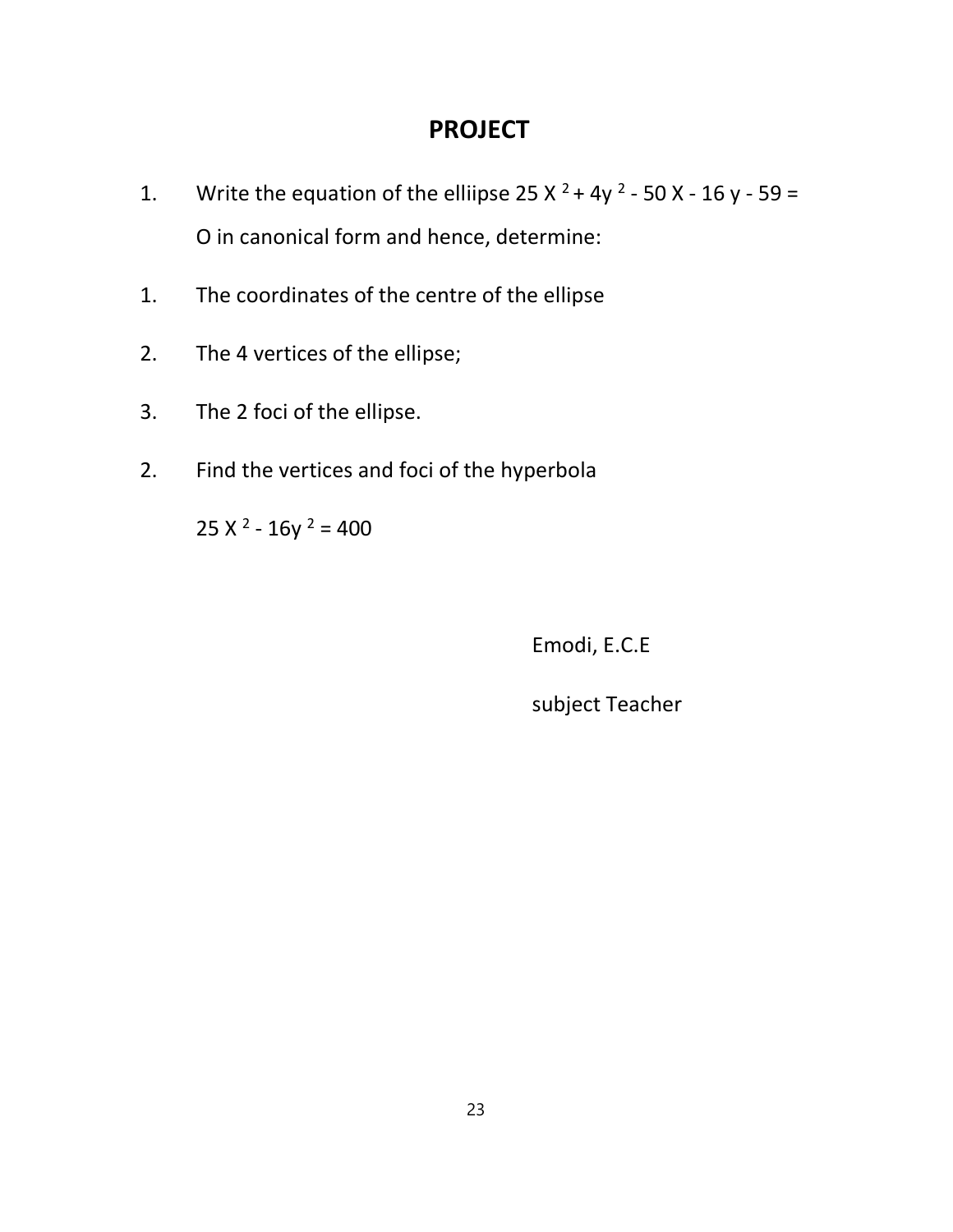# PROJECT

1. Write the equation of the elliipse $25X^2 + 4y^2 - 50X - 16y - 59 = O$ in canonical form and hence, determine:

1. The coordinates of the centre of the ellipse

2. The 4 vertices of the ellipse;

3. The 2 foci of the ellipse.

2. Find the vertices and foci of the hyperbola

   $25X^2 - 16y^2 = 400$

Emodi, E.C.E

subject Teacher